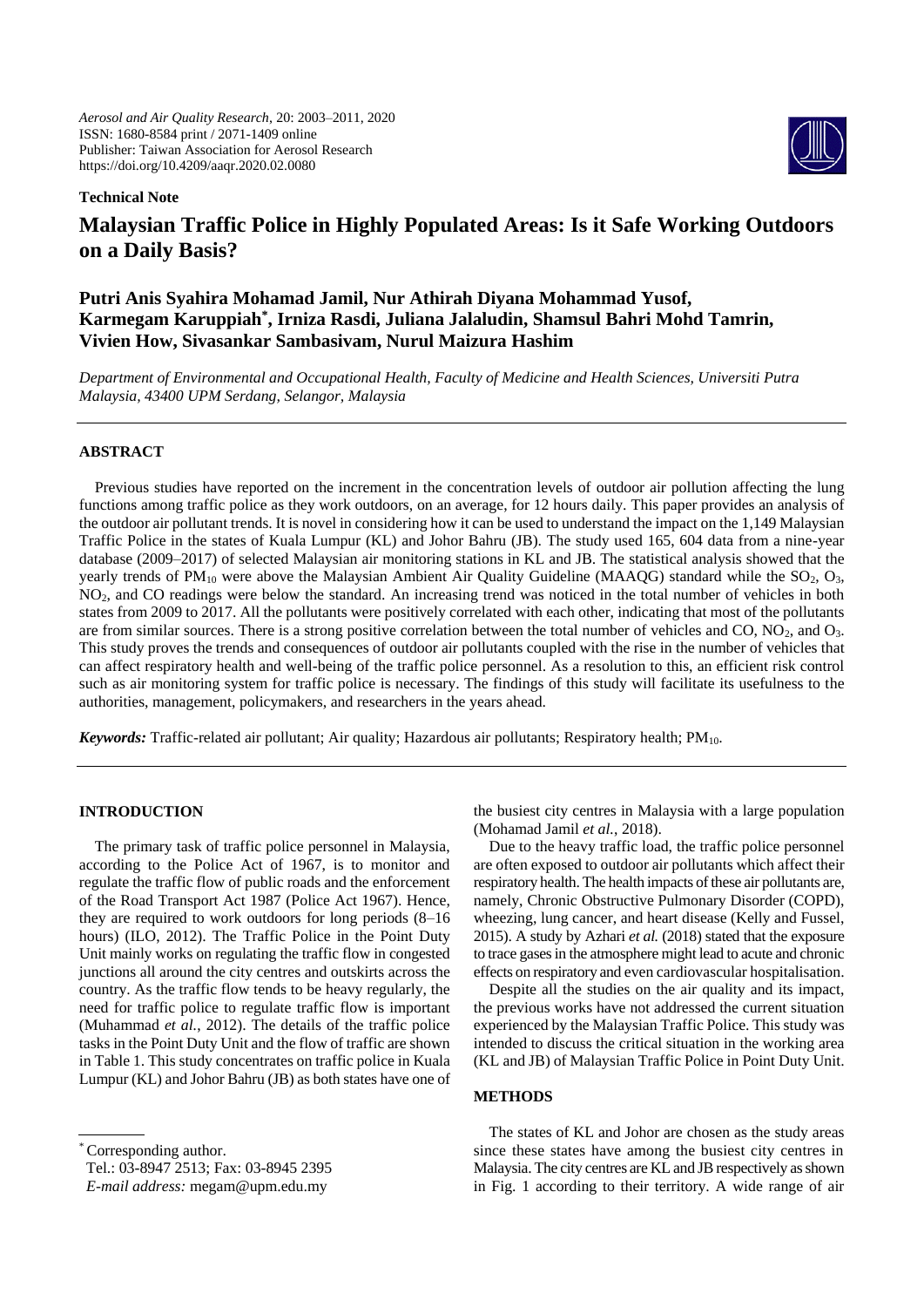*Aerosol and Air Quality Research*, 20: 2003–2011, 2020
ISSN: 1680-8584 print / 2071-1409 online
Publisher: Taiwan Association for Aerosol Research
https://doi.org/10.4209/aaqr.2020.02.0080

**Technical Note**

# Malaysian Traffic Police in Highly Populated Areas: Is it Safe Working Outdoors on a Daily Basis?

**Putri Anis Syahira Mohamad Jamil, Nur Athirah Diyana Mohammad Yusof, Karmegam Karuppiah*, Irniza Rasdi, Juliana Jalaludin, Shamsul Bahri Mohd Tamrin, Vivien How, Sivasankar Sambasivam, Nurul Maizura Hashim**

*Department of Environmental and Occupational Health, Faculty of Medicine and Health Sciences, Universiti Putra Malaysia, 43400 UPM Serdang, Selangor, Malaysia*

## ABSTRACT

Previous studies have reported on the increment in the concentration levels of outdoor air pollution affecting the lung functions among traffic police as they work outdoors, on an average, for 12 hours daily. This paper provides an analysis of the outdoor air pollutant trends. It is novel in considering how it can be used to understand the impact on the 1,149 Malaysian Traffic Police in the states of Kuala Lumpur (KL) and Johor Bahru (JB). The study used 165, 604 data from a nine-year database (2009–2017) of selected Malaysian air monitoring stations in KL and JB. The statistical analysis showed that the yearly trends of $PM_{10}$ were above the Malaysian Ambient Air Quality Guideline (MAAQG) standard while the $SO_2$, $O_3$, $NO_2$, and CO readings were below the standard. An increasing trend was noticed in the total number of vehicles in both states from 2009 to 2017. All the pollutants were positively correlated with each other, indicating that most of the pollutants are from similar sources. There is a strong positive correlation between the total number of vehicles and CO, $NO_2$, and $O_3$. This study proves the trends and consequences of outdoor air pollutants coupled with the rise in the number of vehicles that can affect respiratory health and well-being of the traffic police personnel. As a resolution to this, an efficient risk control such as air monitoring system for traffic police is necessary. The findings of this study will facilitate its usefulness to the authorities, management, policymakers, and researchers in the years ahead.

***Keywords:*** Traffic-related air pollutant; Air quality; Hazardous air pollutants; Respiratory health; $PM_{10}$.

## INTRODUCTION

The primary task of traffic police personnel in Malaysia, according to the Police Act of 1967, is to monitor and regulate the traffic flow of public roads and the enforcement of the Road Transport Act 1987 (Police Act 1967). Hence, they are required to work outdoors for long periods (8–16 hours) (ILO, 2012). The Traffic Police in the Point Duty Unit mainly works on regulating the traffic flow in congested junctions all around the city centres and outskirts across the country. As the traffic flow tends to be heavy regularly, the need for traffic police to regulate traffic flow is important (Muhammad *et al.*, 2012). The details of the traffic police tasks in the Point Duty Unit and the flow of traffic are shown in Table 1. This study concentrates on traffic police in Kuala Lumpur (KL) and Johor Bahru (JB) as both states have one of the busiest city centres in Malaysia with a large population (Mohamad Jamil *et al.*, 2018).

Due to the heavy traffic load, the traffic police personnel are often exposed to outdoor air pollutants which affect their respiratory health. The health impacts of these air pollutants are, namely, Chronic Obstructive Pulmonary Disorder (COPD), wheezing, lung cancer, and heart disease (Kelly and Fussel, 2015). A study by Azhari *et al.* (2018) stated that the exposure to trace gases in the atmosphere might lead to acute and chronic effects on respiratory and even cardiovascular hospitalisation.

Despite all the studies on the air quality and its impact, the previous works have not addressed the current situation experienced by the Malaysian Traffic Police. This study was intended to discuss the critical situation in the working area (KL and JB) of Malaysian Traffic Police in Point Duty Unit.

## METHODS

The states of KL and Johor are chosen as the study areas since these states have among the busiest city centres in Malaysia. The city centres are KL and JB respectively as shown in Fig. 1 according to their territory. A wide range of air

---

\* Corresponding author.
Tel.: 03-8947 2513; Fax: 03-8945 2395
*E-mail address:* megam@upm.edu.my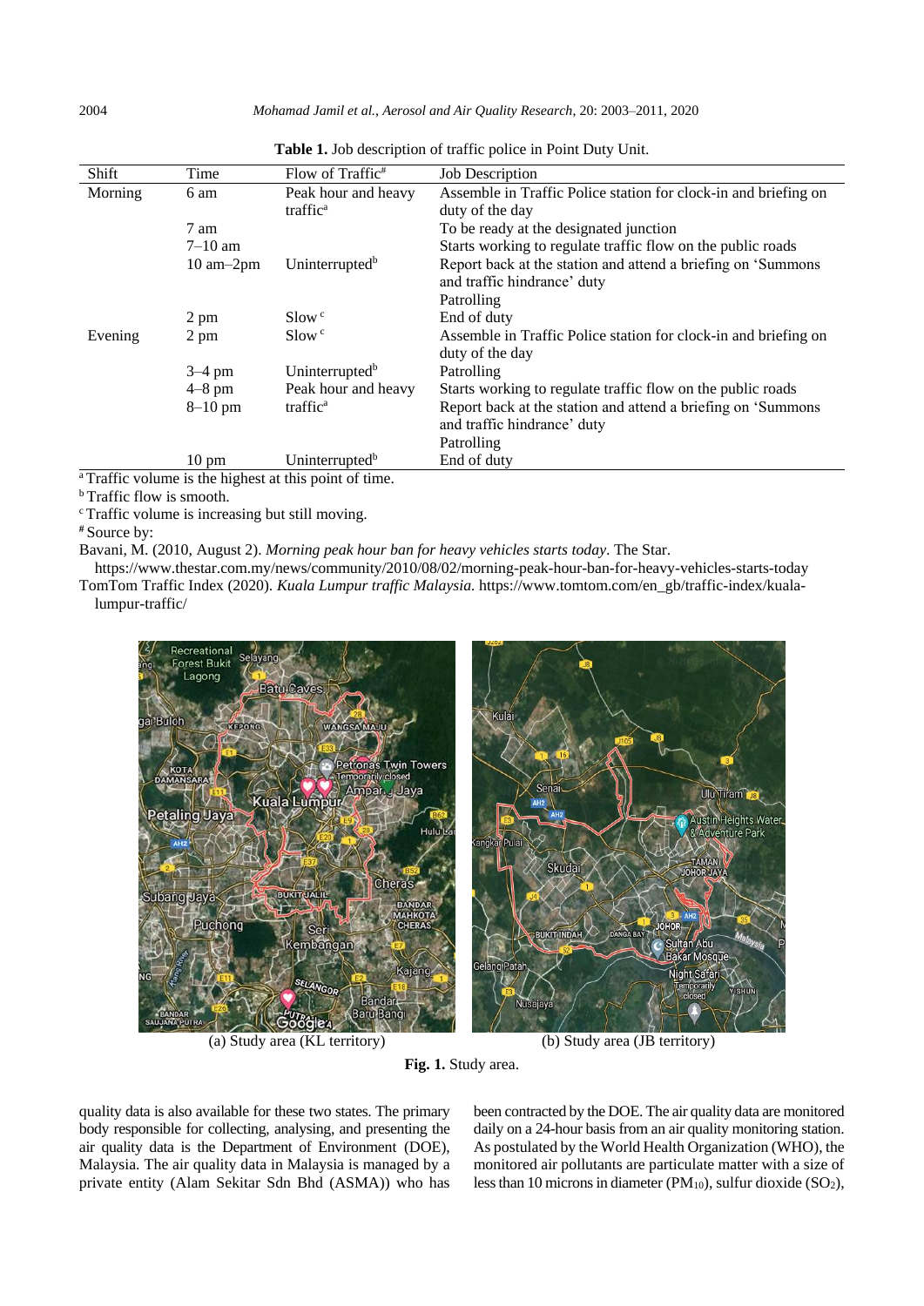**Table 1.** Job description of traffic police in Point Duty Unit.

| Shift | Time | Flow of Traffic[#] | Job Description |
|---|---|---|---|
| Morning | 6 am | Peak hour and heavy traffic[a] | Assemble in Traffic Police station for clock-in and briefing on duty of the day |
| | 7 am | | To be ready at the designated junction |
| | 7–10 am | | Starts working to regulate traffic flow on the public roads |
| | 10 am–2pm | Uninterrupted[b] | Report back at the station and attend a briefing on 'Summons and traffic hindrance' duty<br>Patrolling |
| | 2 pm | Slow [c] | End of duty |
| Evening | 2 pm | Slow [c] | Assemble in Traffic Police station for clock-in and briefing on duty of the day |
| | 3–4 pm | Uninterrupted[b] | Patrolling |
| | 4–8 pm | Peak hour and heavy traffic[a] | Starts working to regulate traffic flow on the public roads |
| | 8–10 pm | | Report back at the station and attend a briefing on 'Summons and traffic hindrance' duty<br>Patrolling |
| | 10 pm | Uninterrupted[b] | End of duty |

[a] Traffic volume is the highest at this point of time.
[b] Traffic flow is smooth.
[c] Traffic volume is increasing but still moving.
[#] Source by:
Bavani, M. (2010, August 2). *Morning peak hour ban for heavy vehicles starts today*. The Star. https://www.thestar.com.my/news/community/2010/08/02/morning-peak-hour-ban-for-heavy-vehicles-starts-today
TomTom Traffic Index (2020). *Kuala Lumpur traffic Malaysia*. https://www.tomtom.com/en_gb/traffic-index/kuala-lumpur-traffic/

(a) Study area (KL territory)

(b) Study area (JB territory)

**Fig. 1.** Study area.

quality data is also available for these two states. The primary body responsible for collecting, analysing, and presenting the air quality data is the Department of Environment (DOE), Malaysia. The air quality data in Malaysia is managed by a private entity (Alam Sekitar Sdn Bhd (ASMA)) who has been contracted by the DOE. The air quality data are monitored daily on a 24-hour basis from an air quality monitoring station. As postulated by the World Health Organization (WHO), the monitored air pollutants are particulate matter with a size of less than 10 microns in diameter ($PM_{10}$), sulfur dioxide ($SO_2$),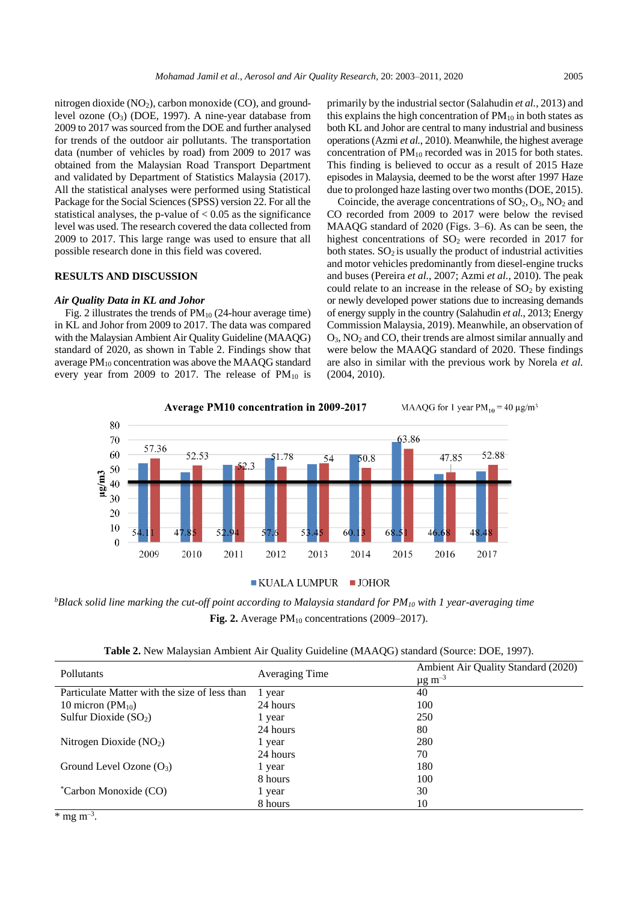nitrogen dioxide ($NO_2$), carbon monoxide (CO), and ground-level ozone ($O_3$) (DOE, 1997). A nine-year database from 2009 to 2017 was sourced from the DOE and further analysed for trends of the outdoor air pollutants. The transportation data (number of vehicles by road) from 2009 to 2017 was obtained from the Malaysian Road Transport Department and validated by Department of Statistics Malaysia (2017). All the statistical analyses were performed using Statistical Package for the Social Sciences (SPSS) version 22. For all the statistical analyses, the p-value of $< 0.05$ as the significance level was used. The research covered the data collected from 2009 to 2017. This large range was used to ensure that all possible research done in this field was covered.

## RESULTS AND DISCUSSION

### *Air Quality Data in KL and Johor*

Fig. 2 illustrates the trends of $PM_{10}$ (24-hour average time) in KL and Johor from 2009 to 2017. The data was compared with the Malaysian Ambient Air Quality Guideline (MAAQG) standard of 2020, as shown in Table 2. Findings show that average $PM_{10}$ concentration was above the MAAQG standard every year from 2009 to 2017. The release of $PM_{10}$ is primarily by the industrial sector (Salahudin *et al.*, 2013) and this explains the high concentration of $PM_{10}$ in both states as both KL and Johor are central to many industrial and business operations (Azmi *et al.*, 2010). Meanwhile, the highest average concentration of $PM_{10}$ recorded was in 2015 for both states. This finding is believed to occur as a result of 2015 Haze episodes in Malaysia, deemed to be the worst after 1997 Haze due to prolonged haze lasting over two months (DOE, 2015).

Coincide, the average concentrations of $SO_2$, $O_3$, $NO_2$ and CO recorded from 2009 to 2017 were below the revised MAAQG standard of 2020 (Figs. 3–6). As can be seen, the highest concentrations of $SO_2$ were recorded in 2017 for both states. $SO_2$ is usually the product of industrial activities and motor vehicles predominantly from diesel-engine trucks and buses (Pereira *et al.*, 2007; Azmi *et al.*, 2010). The peak could relate to an increase in the release of $SO_2$ by existing or newly developed power stations due to increasing demands of energy supply in the country (Salahudin *et al.*, 2013; Energy Commission Malaysia, 2019). Meanwhile, an observation of $O_3$, $NO_2$ and CO, their trends are almost similar annually and were below the MAAQG standard of 2020. These findings are also in similar with the previous work by Norela *et al.* (2004, 2010).

Average PM10 concentration in 2009-2017

MAAQG for 1 year $PM_{10}$ = 40 µg/m³

µg/m3

80, 70, 60, 50, 40, 30, 20, 10, 0

2009: 54.11, 57.36
2010: 47.85, 52.53
2011: 52.94, 52.3
2012: 57.6, 51.78
2013: 53.45, 54
2014: 60.13, 50.8
2015: 68.51, 63.86
2016: 46.68, 47.85
2017: 48.48, 52.88

■ KUALA LUMPUR ■ JOHOR

[b]*Black solid line marking the cut-off point according to Malaysia standard for $PM_{10}$ with 1 year-averaging time*

**Fig. 2.** Average $PM_{10}$ concentrations (2009–2017).

**Table 2.** New Malaysian Ambient Air Quality Guideline (MAAQG) standard (Source: DOE, 1997).

| Pollutants | Averaging Time | Ambient Air Quality Standard (2020) µg $m^{-3}$ |
|---|---|---|
| Particulate Matter with the size of less than 10 micron ($PM_{10}$) | 1 year | 40 |
| | 24 hours | 100 |
| Sulfur Dioxide ($SO_2$) | 1 year | 250 |
| | 24 hours | 80 |
| Nitrogen Dioxide ($NO_2$) | 1 year | 280 |
| | 24 hours | 70 |
| Ground Level Ozone ($O_3$) | 1 year | 180 |
| | 8 hours | 100 |
| *Carbon Monoxide (CO) | 1 year | 30 |
| | 8 hours | 10 |

* mg $m^{-3}$.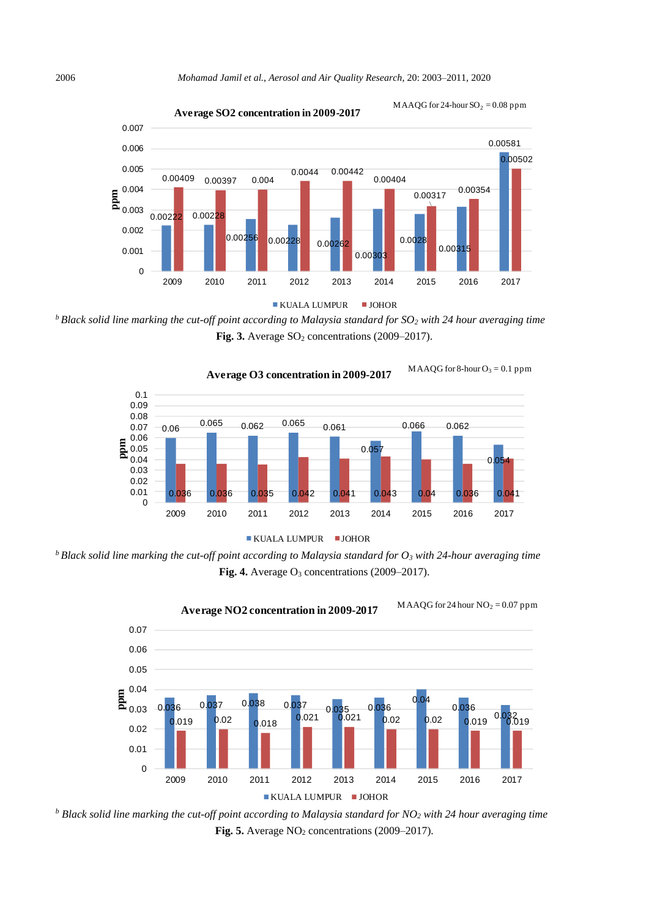MAAQG for 24-hour $SO_2$ = 0.08 ppm

Average SO2 concentration in 2009-2017

ppm

0.007
0.006
0.005
0.004
0.003
0.002
0.001
0

0.00409 0.00397 0.004 0.0044 0.00442 0.00404 0.00317 0.00354 0.00581 0.00502

0.00222 0.00228 0.00256 0.00228 0.00262 0.00303 0.0028 0.00315

2009 2010 2011 2012 2013 2014 2015 2016 2017

KUALA LUMPUR JOHOR

[b] *Black solid line marking the cut-off point according to Malaysia standard for $SO_2$ with 24 hour averaging time*

**Fig. 3.** Average $SO_2$ concentrations (2009–2017).

MAAQG for 8-hour $O_3$ = 0.1 ppm

Average O3 concentration in 2009-2017

ppm

0.1
0.09
0.08
0.07
0.06
0.05
0.04
0.03
0.02
0.01
0

0.06 0.065 0.062 0.065 0.061 0.057 0.066 0.062 0.054

0.036 0.036 0.035 0.042 0.041 0.043 0.04 0.036 0.041

2009 2010 2011 2012 2013 2014 2015 2016 2017

KUALA LUMPUR JOHOR

[b] *Black solid line marking the cut-off point according to Malaysia standard for $O_3$ with 24-hour averaging time*

**Fig. 4.** Average $O_3$ concentrations (2009–2017).

MAAQG for 24 hour $NO_2$ = 0.07 ppm

Average NO2 concentration in 2009-2017

ppm

0.07
0.06
0.05
0.04
0.03
0.02
0.01
0

0.036 0.037 0.038 0.037 0.035 0.036 0.04 0.036 0.032

0.019 0.02 0.018 0.021 0.021 0.02 0.02 0.019 0.019

2009 2010 2011 2012 2013 2014 2015 2016 2017

KUALA LUMPUR JOHOR

[b] *Black solid line marking the cut-off point according to Malaysia standard for $NO_2$ with 24 hour averaging time*

**Fig. 5.** Average $NO_2$ concentrations (2009–2017).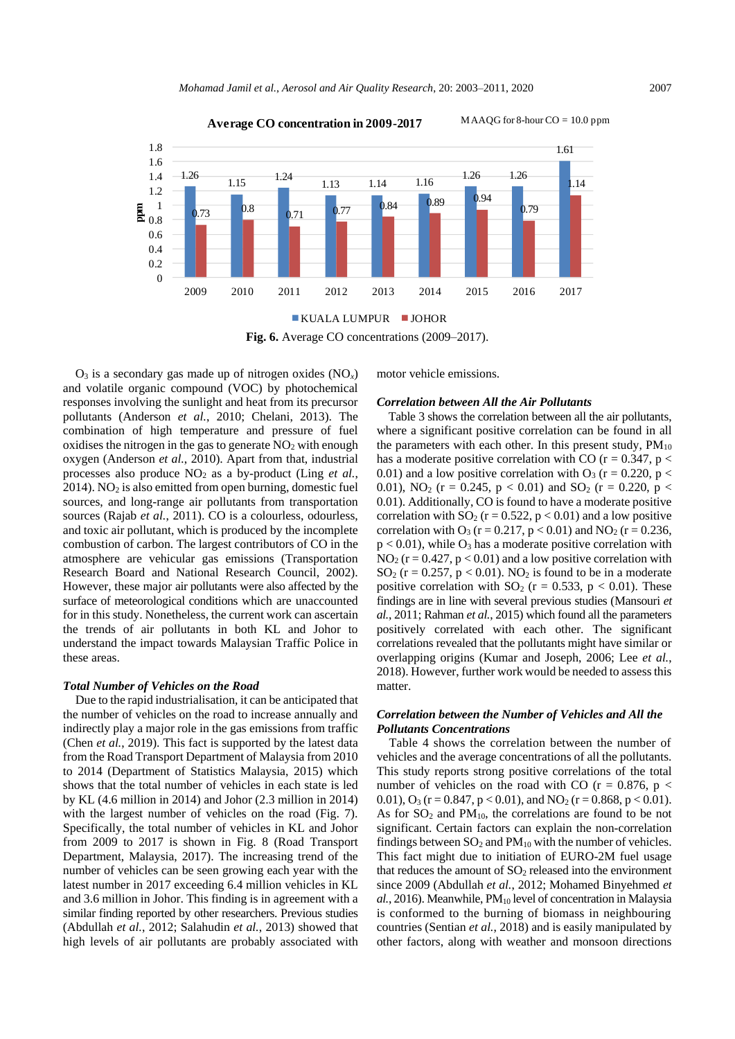Average CO concentration in 2009-2017

MAAQG for 8-hour CO = 10.0 ppm

ppm

1.8
1.6
1.4
1.2
1
0.8
0.6
0.4
0.2
0

1.26 0.73 1.15 0.8 1.24 0.71 1.13 0.77 1.14 0.84 1.16 0.89 1.26 0.94 1.26 0.79 1.61 1.14

2009 2010 2011 2012 2013 2014 2015 2016 2017

KUALA LUMPUR JOHOR

**Fig. 6.** Average CO concentrations (2009–2017).

$O_3$ is a secondary gas made up of nitrogen oxides ($NO_x$) and volatile organic compound (VOC) by photochemical responses involving the sunlight and heat from its precursor pollutants (Anderson *et al.*, 2010; Chelani, 2013). The combination of high temperature and pressure of fuel oxidises the nitrogen in the gas to generate $NO_2$ with enough oxygen (Anderson *et al.*, 2010). Apart from that, industrial processes also produce $NO_2$ as a by-product (Ling *et al.*, 2014). $NO_2$ is also emitted from open burning, domestic fuel sources, and long-range air pollutants from transportation sources (Rajab *et al.*, 2011). CO is a colourless, odourless, and toxic air pollutant, which is produced by the incomplete combustion of carbon. The largest contributors of CO in the atmosphere are vehicular gas emissions (Transportation Research Board and National Research Council, 2002). However, these major air pollutants were also affected by the surface of meteorological conditions which are unaccounted for in this study. Nonetheless, the current work can ascertain the trends of air pollutants in both KL and Johor to understand the impact towards Malaysian Traffic Police in these areas.

### *Total Number of Vehicles on the Road*

Due to the rapid industrialisation, it can be anticipated that the number of vehicles on the road to increase annually and indirectly play a major role in the gas emissions from traffic (Chen *et al.*, 2019). This fact is supported by the latest data from the Road Transport Department of Malaysia from 2010 to 2014 (Department of Statistics Malaysia, 2015) which shows that the total number of vehicles in each state is led by KL (4.6 million in 2014) and Johor (2.3 million in 2014) with the largest number of vehicles on the road (Fig. 7). Specifically, the total number of vehicles in KL and Johor from 2009 to 2017 is shown in Fig. 8 (Road Transport Department, Malaysia, 2017). The increasing trend of the number of vehicles can be seen growing each year with the latest number in 2017 exceeding 6.4 million vehicles in KL and 3.6 million in Johor. This finding is in agreement with a similar finding reported by other researchers. Previous studies (Abdullah *et al.*, 2012; Salahudin *et al.*, 2013) showed that high levels of air pollutants are probably associated with motor vehicle emissions.

### *Correlation between All the Air Pollutants*

Table 3 shows the correlation between all the air pollutants, where a significant positive correlation can be found in all the parameters with each other. In this present study, $PM_{10}$ has a moderate positive correlation with CO ($r = 0.347$, $p < 0.01$) and a low positive correlation with $O_3$ ($r = 0.220$, $p < 0.01$), $NO_2$ ($r = 0.245$, $p < 0.01$) and $SO_2$ ($r = 0.220$, $p < 0.01$). Additionally, CO is found to have a moderate positive correlation with $SO_2$ ($r = 0.522$, $p < 0.01$) and a low positive correlation with $O_3$ ($r = 0.217$, $p < 0.01$) and $NO_2$ ($r = 0.236$, $p < 0.01$), while $O_3$ has a moderate positive correlation with $NO_2$ ($r = 0.427$, $p < 0.01$) and a low positive correlation with $SO_2$ ($r = 0.257$, $p < 0.01$). $NO_2$ is found to be in a moderate positive correlation with $SO_2$ ($r = 0.533$, $p < 0.01$). These findings are in line with several previous studies (Mansouri *et al.*, 2011; Rahman *et al.*, 2015) which found all the parameters positively correlated with each other. The significant correlations revealed that the pollutants might have similar or overlapping origins (Kumar and Joseph, 2006; Lee *et al.*, 2018). However, further work would be needed to assess this matter.

### *Correlation between the Number of Vehicles and All the Pollutants Concentrations*

Table 4 shows the correlation between the number of vehicles and the average concentrations of all the pollutants. This study reports strong positive correlations of the total number of vehicles on the road with CO ($r = 0.876$, $p < 0.01$), $O_3$ ($r = 0.847$, $p < 0.01$), and $NO_2$ ($r = 0.868$, $p < 0.01$). As for $SO_2$ and $PM_{10}$, the correlations are found to be not significant. Certain factors can explain the non-correlation findings between $SO_2$ and $PM_{10}$ with the number of vehicles. This fact might due to initiation of EURO-2M fuel usage that reduces the amount of $SO_2$ released into the environment since 2009 (Abdullah *et al.*, 2012; Mohamed Binyehmed *et al.*, 2016). Meanwhile, $PM_{10}$ level of concentration in Malaysia is conformed to the burning of biomass in neighbouring countries (Sentian *et al.*, 2018) and is easily manipulated by other factors, along with weather and monsoon directions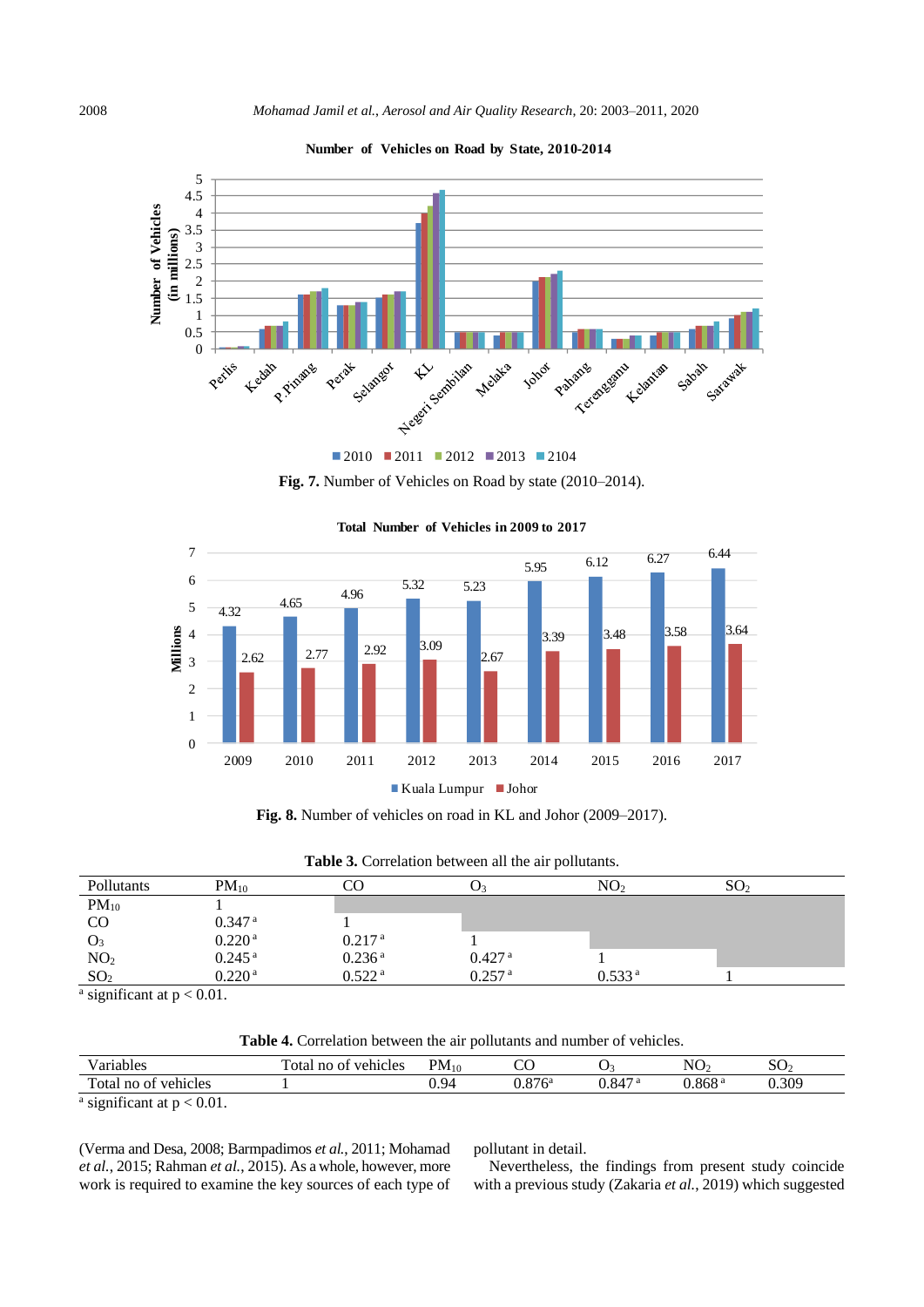Number of Vehicles on Road by State, 2010-2014

Number of Vehicles (in millions)

5
4.5
4
3.5
3
2.5
2
1.5
1
0.5
0

Perlis, Kedah, P.Pinang, Perak, Selangor, KL, Negeri Sembilan, Melaka, Johor, Pahang, Terengganu, Kelantan, Sabah, Sarawak

2010 2011 2012 2013 2104

**Fig. 7.** Number of Vehicles on Road by state (2010–2014).

Total Number of Vehicles in 2009 to 2017

Millions

7
6
5
4
3
2
1
0

2009: 4.32, 2.62
2010: 4.65, 2.77
2011: 4.96, 2.92
2012: 5.32, 3.09
2013: 5.23, 2.67
2014: 5.95, 3.39
2015: 6.12, 3.48
2016: 6.27, 3.58
2017: 6.44, 3.64

Kuala Lumpur Johor

**Fig. 8.** Number of vehicles on road in KL and Johor (2009–2017).

**Table 3.** Correlation between all the air pollutants.

| Pollutants | $PM_{10}$ | CO | $O_3$ | $NO_2$ | $SO_2$ |
|---|---|---|---|---|---|
| $PM_{10}$ | 1 | | | | |
| CO | 0.347 [a] | 1 | | | |
| $O_3$ | 0.220 [a] | 0.217 [a] | 1 | | |
| $NO_2$ | 0.245 [a] | 0.236 [a] | 0.427 [a] | 1 | |
| $SO_2$ | 0.220 [a] | 0.522 [a] | 0.257 [a] | 0.533 [a] | 1 |

[a] significant at $p < 0.01$.

**Table 4.** Correlation between the air pollutants and number of vehicles.

| Variables | Total no of vehicles | $PM_{10}$ | CO | $O_3$ | $NO_2$ | $SO_2$ |
|---|---|---|---|---|---|---|
| Total no of vehicles | 1 | 0.94 | 0.876[a] | 0.847 [a] | 0.868 [a] | 0.309 |

[a] significant at $p < 0.01$.

(Verma and Desa, 2008; Barmpadimos *et al.*, 2011; Mohamad *et al.*, 2015; Rahman *et al.*, 2015). As a whole, however, more work is required to examine the key sources of each type of pollutant in detail.

Nevertheless, the findings from present study coincide with a previous study (Zakaria *et al.*, 2019) which suggested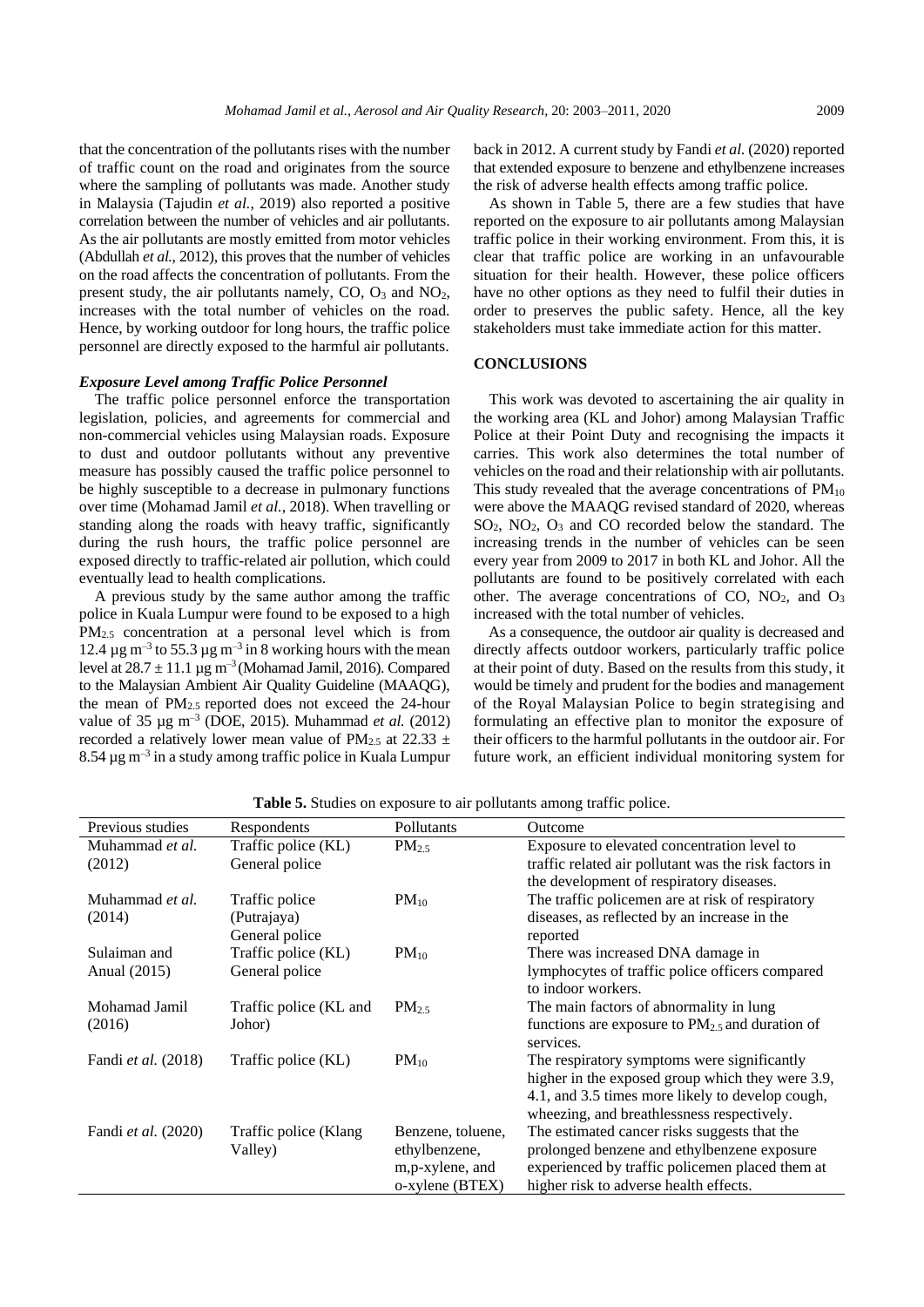that the concentration of the pollutants rises with the number of traffic count on the road and originates from the source where the sampling of pollutants was made. Another study in Malaysia (Tajudin *et al.*, 2019) also reported a positive correlation between the number of vehicles and air pollutants. As the air pollutants are mostly emitted from motor vehicles (Abdullah *et al.*, 2012), this proves that the number of vehicles on the road affects the concentration of pollutants. From the present study, the air pollutants namely, CO, $O_3$ and $NO_2$, increases with the total number of vehicles on the road. Hence, by working outdoor for long hours, the traffic police personnel are directly exposed to the harmful air pollutants.

### *Exposure Level among Traffic Police Personnel*

The traffic police personnel enforce the transportation legislation, policies, and agreements for commercial and non-commercial vehicles using Malaysian roads. Exposure to dust and outdoor pollutants without any preventive measure has possibly caused the traffic police personnel to be highly susceptible to a decrease in pulmonary functions over time (Mohamad Jamil *et al.*, 2018). When travelling or standing along the roads with heavy traffic, significantly during the rush hours, the traffic police personnel are exposed directly to traffic-related air pollution, which could eventually lead to health complications.

A previous study by the same author among the traffic police in Kuala Lumpur were found to be exposed to a high $PM_{2.5}$ concentration at a personal level which is from 12.4 $\mu g\ m^{-3}$ to 55.3 $\mu g\ m^{-3}$ in 8 working hours with the mean level at $28.7 \pm 11.1$ $\mu g\ m^{-3}$ (Mohamad Jamil, 2016). Compared to the Malaysian Ambient Air Quality Guideline (MAAQG), the mean of $PM_{2.5}$ reported does not exceed the 24-hour value of 35 $\mu g\ m^{-3}$ (DOE, 2015). Muhammad *et al.* (2012) recorded a relatively lower mean value of $PM_{2.5}$ at $22.33 \pm 8.54$ $\mu g\ m^{-3}$ in a study among traffic police in Kuala Lumpur back in 2012. A current study by Fandi *et al.* (2020) reported that extended exposure to benzene and ethylbenzene increases the risk of adverse health effects among traffic police.

As shown in Table 5, there are a few studies that have reported on the exposure to air pollutants among Malaysian traffic police in their working environment. From this, it is clear that traffic police are working in an unfavourable situation for their health. However, these police officers have no other options as they need to fulfil their duties in order to preserves the public safety. Hence, all the key stakeholders must take immediate action for this matter.

## CONCLUSIONS

This work was devoted to ascertaining the air quality in the working area (KL and Johor) among Malaysian Traffic Police at their Point Duty and recognising the impacts it carries. This work also determines the total number of vehicles on the road and their relationship with air pollutants. This study revealed that the average concentrations of $PM_{10}$ were above the MAAQG revised standard of 2020, whereas $SO_2$, $NO_2$, $O_3$ and CO recorded below the standard. The increasing trends in the number of vehicles can be seen every year from 2009 to 2017 in both KL and Johor. All the pollutants are found to be positively correlated with each other. The average concentrations of CO, $NO_2$, and $O_3$ increased with the total number of vehicles.

As a consequence, the outdoor air quality is decreased and directly affects outdoor workers, particularly traffic police at their point of duty. Based on the results from this study, it would be timely and prudent for the bodies and management of the Royal Malaysian Police to begin strategising and formulating an effective plan to monitor the exposure of their officers to the harmful pollutants in the outdoor air. For future work, an efficient individual monitoring system for

**Table 5.** Studies on exposure to air pollutants among traffic police.

| Previous studies | Respondents | Pollutants | Outcome |
|---|---|---|---|
| Muhammad *et al.* (2012) | Traffic police (KL) General police | $PM_{2.5}$ | Exposure to elevated concentration level to traffic related air pollutant was the risk factors in the development of respiratory diseases. |
| Muhammad *et al.* (2014) | Traffic police (Putrajaya) General police | $PM_{10}$ | The traffic policemen are at risk of respiratory diseases, as reflected by an increase in the reported |
| Sulaiman and Anual (2015) | Traffic police (KL) General police | $PM_{10}$ | There was increased DNA damage in lymphocytes of traffic police officers compared to indoor workers. |
| Mohamad Jamil (2016) | Traffic police (KL and Johor) | $PM_{2.5}$ | The main factors of abnormality in lung functions are exposure to $PM_{2.5}$ and duration of services. |
| Fandi *et al.* (2018) | Traffic police (KL) | $PM_{10}$ | The respiratory symptoms were significantly higher in the exposed group which they were 3.9, 4.1, and 3.5 times more likely to develop cough, wheezing, and breathlessness respectively. |
| Fandi *et al.* (2020) | Traffic police (Klang Valley) | Benzene, toluene, ethylbenzene, m,p-xylene, and o-xylene (BTEX) | The estimated cancer risks suggests that the prolonged benzene and ethylbenzene exposure experienced by traffic policemen placed them at higher risk to adverse health effects. |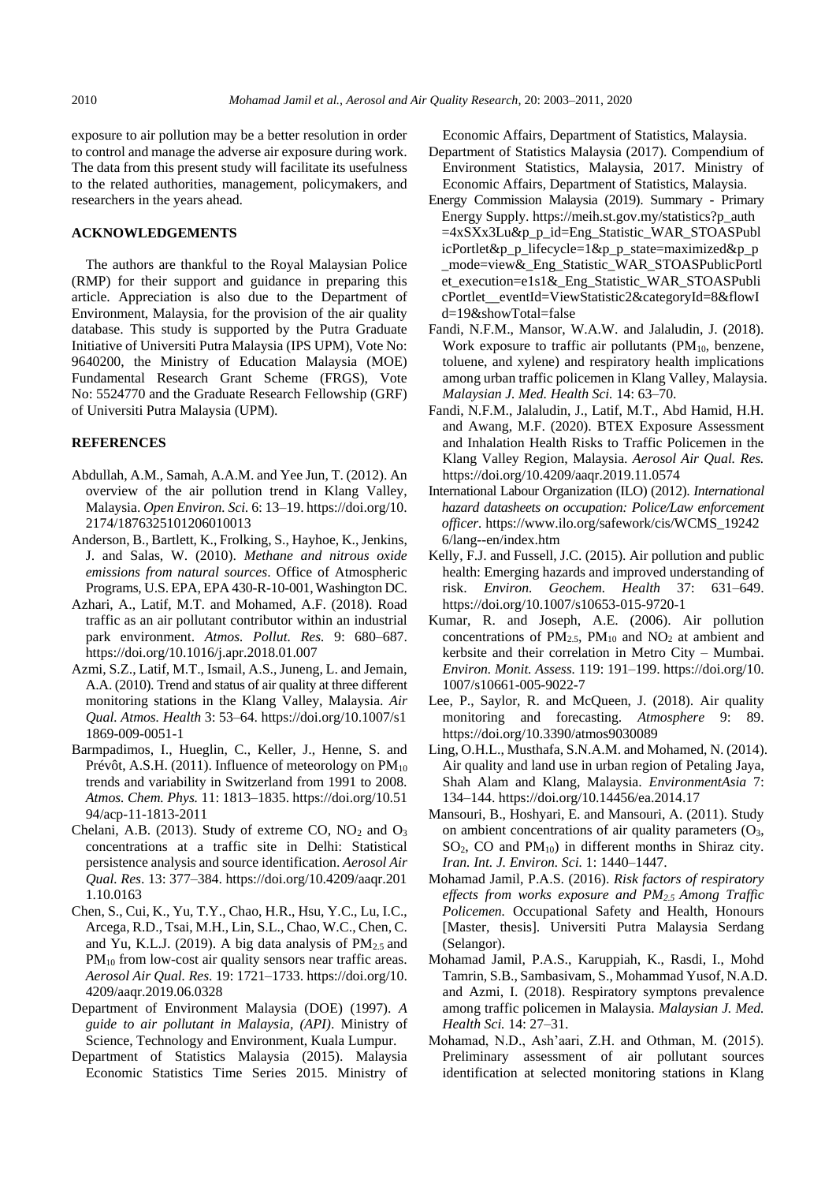exposure to air pollution may be a better resolution in order to control and manage the adverse air exposure during work. The data from this present study will facilitate its usefulness to the related authorities, management, policymakers, and researchers in the years ahead.

## ACKNOWLEDGEMENTS

The authors are thankful to the Royal Malaysian Police (RMP) for their support and guidance in preparing this article. Appreciation is also due to the Department of Environment, Malaysia, for the provision of the air quality database. This study is supported by the Putra Graduate Initiative of Universiti Putra Malaysia (IPS UPM), Vote No: 9640200, the Ministry of Education Malaysia (MOE) Fundamental Research Grant Scheme (FRGS), Vote No: 5524770 and the Graduate Research Fellowship (GRF) of Universiti Putra Malaysia (UPM).

## REFERENCES

Abdullah, A.M., Samah, A.A.M. and Yee Jun, T. (2012). An overview of the air pollution trend in Klang Valley, Malaysia. *Open Environ. Sci.* 6: 13–19. https://doi.org/10.2174/1876325101206010013

Anderson, B., Bartlett, K., Frolking, S., Hayhoe, K., Jenkins, J. and Salas, W. (2010). *Methane and nitrous oxide emissions from natural sources*. Office of Atmospheric Programs, U.S. EPA, EPA 430-R-10-001, Washington DC.

Azhari, A., Latif, M.T. and Mohamed, A.F. (2018). Road traffic as an air pollutant contributor within an industrial park environment. *Atmos. Pollut. Res.* 9: 680–687. https://doi.org/10.1016/j.apr.2018.01.007

Azmi, S.Z., Latif, M.T., Ismail, A.S., Juneng, L. and Jemain, A.A. (2010). Trend and status of air quality at three different monitoring stations in the Klang Valley, Malaysia. *Air Qual. Atmos. Health* 3: 53–64. https://doi.org/10.1007/s11869-009-0051-1

Barmpadimos, I., Hueglin, C., Keller, J., Henne, S. and Prévôt, A.S.H. (2011). Influence of meteorology on $PM_{10}$ trends and variability in Switzerland from 1991 to 2008. *Atmos. Chem. Phys.* 11: 1813–1835. https://doi.org/10.5194/acp-11-1813-2011

Chelani, A.B. (2013). Study of extreme CO, $NO_2$ and $O_3$ concentrations at a traffic site in Delhi: Statistical persistence analysis and source identification. *Aerosol Air Qual. Res*. 13: 377–384. https://doi.org/10.4209/aaqr.2011.10.0163

Chen, S., Cui, K., Yu, T.Y., Chao, H.R., Hsu, Y.C., Lu, I.C., Arcega, R.D., Tsai, M.H., Lin, S.L., Chao, W.C., Chen, C. and Yu, K.L.J. (2019). A big data analysis of $PM_{2.5}$ and $PM_{10}$ from low-cost air quality sensors near traffic areas. *Aerosol Air Qual. Res*. 19: 1721–1733. https://doi.org/10.4209/aaqr.2019.06.0328

Department of Environment Malaysia (DOE) (1997). *A guide to air pollutant in Malaysia, (API)*. Ministry of Science, Technology and Environment, Kuala Lumpur.

Department of Statistics Malaysia (2015). Malaysia Economic Statistics Time Series 2015. Ministry of Economic Affairs, Department of Statistics, Malaysia.

Department of Statistics Malaysia (2017). Compendium of Environment Statistics, Malaysia, 2017. Ministry of Economic Affairs, Department of Statistics, Malaysia.

Energy Commission Malaysia (2019). Summary - Primary Energy Supply. https://meih.st.gov.my/statistics?p_auth=4xSXx3Lu&p_p_id=Eng_Statistic_WAR_STOASPublicPortlet&p_p_lifecycle=1&p_p_state=maximized&p_p_mode=view&_Eng_Statistic_WAR_STOASPublicPortlet_execution=e1s1&_Eng_Statistic_WAR_STOASPublicPortlet__eventId=ViewStatistic2&categoryId=8&flowId=19&showTotal=false

Fandi, N.F.M., Mansor, W.A.W. and Jalaludin, J. (2018). Work exposure to traffic air pollutants ($PM_{10}$, benzene, toluene, and xylene) and respiratory health implications among urban traffic policemen in Klang Valley, Malaysia. *Malaysian J. Med. Health Sci.* 14: 63–70.

Fandi, N.F.M., Jalaludin, J., Latif, M.T., Abd Hamid, H.H. and Awang, M.F. (2020). BTEX Exposure Assessment and Inhalation Health Risks to Traffic Policemen in the Klang Valley Region, Malaysia. *Aerosol Air Qual. Res.* https://doi.org/10.4209/aaqr.2019.11.0574

International Labour Organization (ILO) (2012). *International hazard datasheets on occupation: Police/Law enforcement officer*. https://www.ilo.org/safework/cis/WCMS_192426/lang--en/index.htm

Kelly, F.J. and Fussell, J.C. (2015). Air pollution and public health: Emerging hazards and improved understanding of risk. *Environ. Geochem. Health* 37: 631–649. https://doi.org/10.1007/s10653-015-9720-1

Kumar, R. and Joseph, A.E. (2006). Air pollution concentrations of $PM_{2.5}$, $PM_{10}$ and $NO_2$ at ambient and kerbsite and their correlation in Metro City – Mumbai. *Environ. Monit. Assess.* 119: 191–199. https://doi.org/10.1007/s10661-005-9022-7

Lee, P., Saylor, R. and McQueen, J. (2018). Air quality monitoring and forecasting. *Atmosphere* 9: 89. https://doi.org/10.3390/atmos9030089

Ling, O.H.L., Musthafa, S.N.A.M. and Mohamed, N. (2014). Air quality and land use in urban region of Petaling Jaya, Shah Alam and Klang, Malaysia. *EnvironmentAsia* 7: 134–144. https://doi.org/10.14456/ea.2014.17

Mansouri, B., Hoshyari, E. and Mansouri, A. (2011). Study on ambient concentrations of air quality parameters ($O_3$, $SO_2$, CO and $PM_{10}$) in different months in Shiraz city. *Iran. Int. J. Environ. Sci.* 1: 1440–1447.

Mohamad Jamil, P.A.S. (2016). *Risk factors of respiratory effects from works exposure and $PM_{2.5}$ Among Traffic Policemen.* Occupational Safety and Health, Honours [Master, thesis]. Universiti Putra Malaysia Serdang (Selangor).

Mohamad Jamil, P.A.S., Karuppiah, K., Rasdi, I., Mohd Tamrin, S.B., Sambasivam, S., Mohammad Yusof, N.A.D. and Azmi, I. (2018). Respiratory symptons prevalence among traffic policemen in Malaysia. *Malaysian J. Med. Health Sci.* 14: 27–31.

Mohamad, N.D., Ash'aari, Z.H. and Othman, M. (2015). Preliminary assessment of air pollutant sources identification at selected monitoring stations in Klang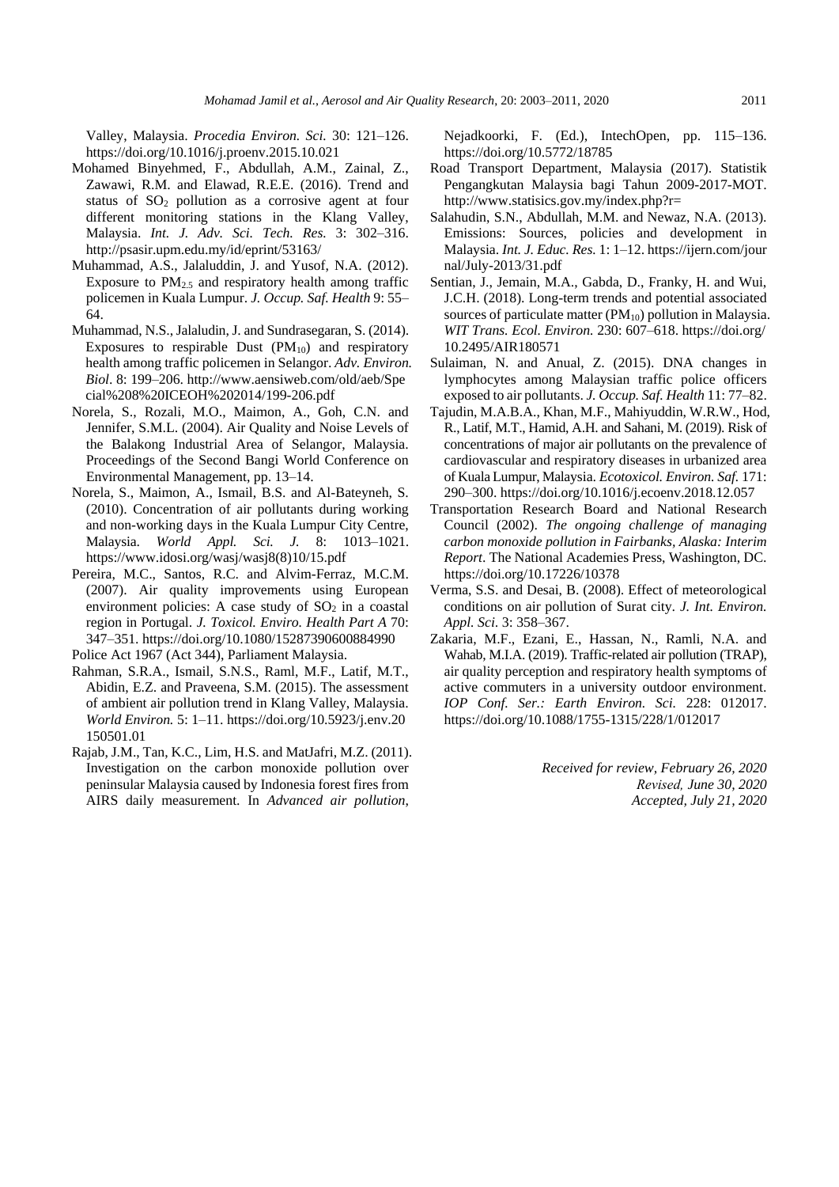Valley, Malaysia. *Procedia Environ. Sci.* 30: 121–126. https://doi.org/10.1016/j.proenv.2015.10.021

Mohamed Binyehmed, F., Abdullah, A.M., Zainal, Z., Zawawi, R.M. and Elawad, R.E.E. (2016). Trend and status of $SO_2$ pollution as a corrosive agent at four different monitoring stations in the Klang Valley, Malaysia. *Int. J. Adv. Sci. Tech. Res.* 3: 302–316. http://psasir.upm.edu.my/id/eprint/53163/

Muhammad, A.S., Jalaluddin, J. and Yusof, N.A. (2012). Exposure to $PM_{2.5}$ and respiratory health among traffic policemen in Kuala Lumpur. *J. Occup. Saf. Health* 9: 55–64.

Muhammad, N.S., Jalaludin, J. and Sundrasegaran, S. (2014). Exposures to respirable Dust ($PM_{10}$) and respiratory health among traffic policemen in Selangor. *Adv. Environ. Biol*. 8: 199–206. http://www.aensiweb.com/old/aeb/Special%208%20ICEOH%202014/199-206.pdf

Norela, S., Rozali, M.O., Maimon, A., Goh, C.N. and Jennifer, S.M.L. (2004). Air Quality and Noise Levels of the Balakong Industrial Area of Selangor, Malaysia. Proceedings of the Second Bangi World Conference on Environmental Management, pp. 13–14.

Norela, S., Maimon, A., Ismail, B.S. and Al-Bateyneh, S. (2010). Concentration of air pollutants during working and non-working days in the Kuala Lumpur City Centre, Malaysia. *World Appl. Sci. J.* 8: 1013–1021. https://www.idosi.org/wasj/wasj8(8)10/15.pdf

Pereira, M.C., Santos, R.C. and Alvim-Ferraz, M.C.M. (2007). Air quality improvements using European environment policies: A case study of $SO_2$ in a coastal region in Portugal. *J. Toxicol. Enviro. Health Part A* 70: 347–351. https://doi.org/10.1080/15287390600884990

Police Act 1967 (Act 344), Parliament Malaysia.

Rahman, S.R.A., Ismail, S.N.S., Raml, M.F., Latif, M.T., Abidin, E.Z. and Praveena, S.M. (2015). The assessment of ambient air pollution trend in Klang Valley, Malaysia. *World Environ.* 5: 1–11. https://doi.org/10.5923/j.env.20150501.01

Rajab, J.M., Tan, K.C., Lim, H.S. and MatJafri, M.Z. (2011). Investigation on the carbon monoxide pollution over peninsular Malaysia caused by Indonesia forest fires from AIRS daily measurement. In *Advanced air pollution*, Nejadkoorki, F. (Ed.), IntechOpen, pp. 115–136. https://doi.org/10.5772/18785

Road Transport Department, Malaysia (2017). Statistik Pengangkutan Malaysia bagi Tahun 2009-2017-MOT. http://www.statisics.gov.my/index.php?r=

Salahudin, S.N., Abdullah, M.M. and Newaz, N.A. (2013). Emissions: Sources, policies and development in Malaysia. *Int. J. Educ. Res.* 1: 1–12. https://ijern.com/journal/July-2013/31.pdf

Sentian, J., Jemain, M.A., Gabda, D., Franky, H. and Wui, J.C.H. (2018). Long-term trends and potential associated sources of particulate matter ($PM_{10}$) pollution in Malaysia. *WIT Trans. Ecol. Environ.* 230: 607–618. https://doi.org/10.2495/AIR180571

Sulaiman, N. and Anual, Z. (2015). DNA changes in lymphocytes among Malaysian traffic police officers exposed to air pollutants. *J. Occup. Saf. Health* 11: 77–82.

Tajudin, M.A.B.A., Khan, M.F., Mahiyuddin, W.R.W., Hod, R., Latif, M.T., Hamid, A.H. and Sahani, M. (2019). Risk of concentrations of major air pollutants on the prevalence of cardiovascular and respiratory diseases in urbanized area of Kuala Lumpur, Malaysia. *Ecotoxicol. Environ. Saf.* 171: 290–300. https://doi.org/10.1016/j.ecoenv.2018.12.057

Transportation Research Board and National Research Council (2002). *The ongoing challenge of managing carbon monoxide pollution in Fairbanks, Alaska: Interim Report*. The National Academies Press, Washington, DC. https://doi.org/10.17226/10378

Verma, S.S. and Desai, B. (2008). Effect of meteorological conditions on air pollution of Surat city. *J. Int. Environ. Appl. Sci.* 3: 358–367.

Zakaria, M.F., Ezani, E., Hassan, N., Ramli, N.A. and Wahab, M.I.A. (2019). Traffic-related air pollution (TRAP), air quality perception and respiratory health symptoms of active commuters in a university outdoor environment. *IOP Conf. Ser.: Earth Environ. Sci.* 228: 012017. https://doi.org/10.1088/1755-1315/228/1/012017

*Received for review, February 26, 2020*
*Revised, June 30, 2020*
*Accepted, July 21, 2020*